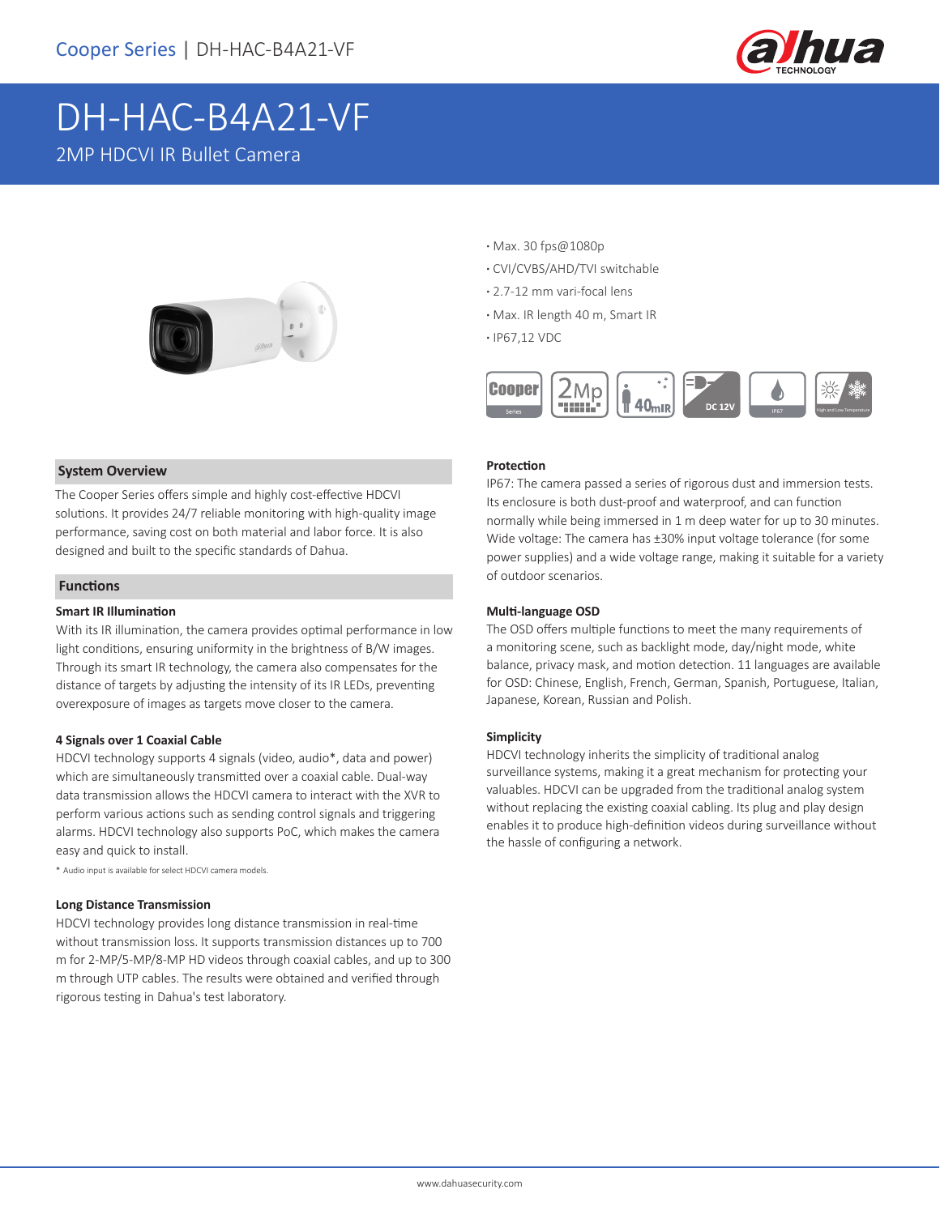Cooper Series | DH-HAC-B4A21-VF

# DH-HAC-B4A21-VF

2MP HDCVI IR Bullet Camera

- Max. 30 fps@1080p
- CVI/CVBS/AHD/TVI switchable
- 2.7-12 mm vari-focal lens
- Max. IR length 40 m, Smart IR
- IP67,12 VDC

## System Overview

The Cooper Series offers simple and highly cost-effective HDCVI solutions. It provides 24/7 reliable monitoring with high-quality image performance, saving cost on both material and labor force. It is also designed and built to the specific standards of Dahua.

## Functions

### Smart IR Illumination

With its IR illumination, the camera provides optimal performance in low light conditions, ensuring uniformity in the brightness of B/W images. Through its smart IR technology, the camera also compensates for the distance of targets by adjusting the intensity of its IR LEDs, preventing overexposure of images as targets move closer to the camera.

### 4 Signals over 1 Coaxial Cable

HDCVI technology supports 4 signals (video, audio*, data and power) which are simultaneously transmitted over a coaxial cable. Dual-way data transmission allows the HDCVI camera to interact with the XVR to perform various actions such as sending control signals and triggering alarms. HDCVI technology also supports PoC, which makes the camera easy and quick to install.

* Audio input is available for select HDCVI camera models.

### Long Distance Transmission

HDCVI technology provides long distance transmission in real-time without transmission loss. It supports transmission distances up to 700 m for 2-MP/5-MP/8-MP HD videos through coaxial cables, and up to 300 m through UTP cables. The results were obtained and verified through rigorous testing in Dahua's test laboratory.

### Protection

IP67: The camera passed a series of rigorous dust and immersion tests. Its enclosure is both dust-proof and waterproof, and can function normally while being immersed in 1 m deep water for up to 30 minutes.
Wide voltage: The camera has ±30% input voltage tolerance (for some power supplies) and a wide voltage range, making it suitable for a variety of outdoor scenarios.

### Multi-language OSD

The OSD offers multiple functions to meet the many requirements of a monitoring scene, such as backlight mode, day/night mode, white balance, privacy mask, and motion detection. 11 languages are available for OSD: Chinese, English, French, German, Spanish, Portuguese, Italian, Japanese, Korean, Russian and Polish.

### Simplicity

HDCVI technology inherits the simplicity of traditional analog surveillance systems, making it a great mechanism for protecting your valuables. HDCVI can be upgraded from the traditional analog system without replacing the existing coaxial cabling. Its plug and play design enables it to produce high-definition videos during surveillance without the hassle of configuring a network.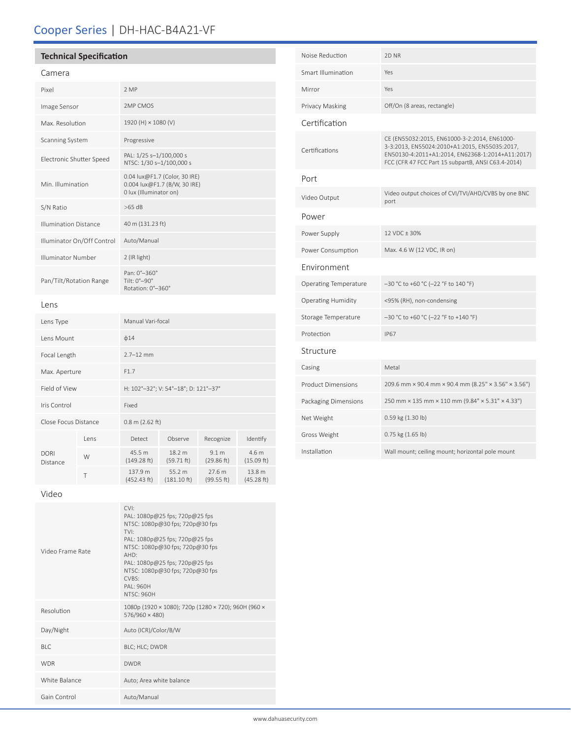# Cooper Series | DH-HAC-B4A21-VF

## Technical Specification

### Camera

| | |
|---|---|
| Pixel | 2 MP |
| Image Sensor | 2MP CMOS |
| Max. Resolution | 1920 (H) × 1080 (V) |
| Scanning System | Progressive |
| Electronic Shutter Speed | PAL: 1/25 s–1/100,000 s<br>NTSC: 1/30 s–1/100,000 s |
| Min. Illumination | 0.04 lux@F1.7 (Color, 30 IRE)<br>0.004 lux@F1.7 (B/W, 30 IRE)<br>0 lux (Illuminator on) |
| S/N Ratio | >65 dB |
| Illumination Distance | 40 m (131.23 ft) |
| Illuminator On/Off Control | Auto/Manual |
| Illuminator Number | 2 (IR light) |
| Pan/Tilt/Rotation Range | Pan: 0°–360°<br>Tilt: 0°–90°<br>Rotation: 0°–360° |

### Lens

| | |
|---|---|
| Lens Type | Manual Vari-focal |
| Lens Mount | ϕ14 |
| Focal Length | 2.7–12 mm |
| Max. Aperture | F1.7 |
| Field of View | H: 102°–32°; V: 54°–18°; D: 121°–37° |
| Iris Control | Fixed |
| Close Focus Distance | 0.8 m (2.62 ft) |

| DORI Distance | Lens | Detect | Observe | Recognize | Identify |
|---|---|---|---|---|---|
| | W | 45.5 m (149.28 ft) | 18.2 m (59.71 ft) | 9.1 m (29.86 ft) | 4.6 m (15.09 ft) |
| | T | 137.9 m (452.43 ft) | 55.2 m (181.10 ft) | 27.6 m (99.55 ft) | 13.8 m (45.28 ft) |

### Video

| | |
|---|---|
| Video Frame Rate | CVI:<br>PAL: 1080p@25 fps; 720p@25 fps<br>NTSC: 1080p@30 fps; 720p@30 fps<br>TVI:<br>PAL: 1080p@25 fps; 720p@25 fps<br>NTSC: 1080p@30 fps; 720p@30 fps<br>AHD:<br>PAL: 1080p@25 fps; 720p@25 fps<br>NTSC: 1080p@30 fps; 720p@30 fps<br>CVBS:<br>PAL: 960H<br>NTSC: 960H |
| Resolution | 1080p (1920 × 1080); 720p (1280 × 720); 960H (960 × 576/960 × 480) |
| Day/Night | Auto (ICR)/Color/B/W |
| BLC | BLC; HLC; DWDR |
| WDR | DWDR |
| White Balance | Auto; Area white balance |
| Gain Control | Auto/Manual |
| Noise Reduction | 2D NR |
| Smart Illumination | Yes |
| Mirror | Yes |
| Privacy Masking | Off/On (8 areas, rectangle) |

### Certification

| | |
|---|---|
| Certifications | CE (EN55032:2015, EN61000-3-2:2014, EN61000-3-3:2013, EN55024:2010+A1:2015, EN55035:2017, EN50130-4:2011+A1:2014, EN62368-1:2014+A11:2017)<br>FCC (CFR 47 FCC Part 15 subpartB, ANSI C63.4-2014) |

### Port

| | |
|---|---|
| Video Output | Video output choices of CVI/TVI/AHD/CVBS by one BNC port |

### Power

| | |
|---|---|
| Power Supply | 12 VDC ± 30% |
| Power Consumption | Max. 4.6 W (12 VDC, IR on) |

### Environment

| | |
|---|---|
| Operating Temperature | –30 °C to +60 °C (–22 °F to 140 °F) |
| Operating Humidity | <95% (RH), non-condensing |
| Storage Temperature | –30 °C to +60 °C (–22 °F to +140 °F) |
| Protection | IP67 |

### Structure

| | |
|---|---|
| Casing | Metal |
| Product Dimensions | 209.6 mm × 90.4 mm × 90.4 mm (8.25" × 3.56" × 3.56") |
| Packaging Dimensions | 250 mm × 135 mm × 110 mm (9.84" × 5.31" × 4.33") |
| Net Weight | 0.59 kg (1.30 lb) |
| Gross Weight | 0.75 kg (1.65 lb) |
| Installation | Wall mount; ceiling mount; horizontal pole mount |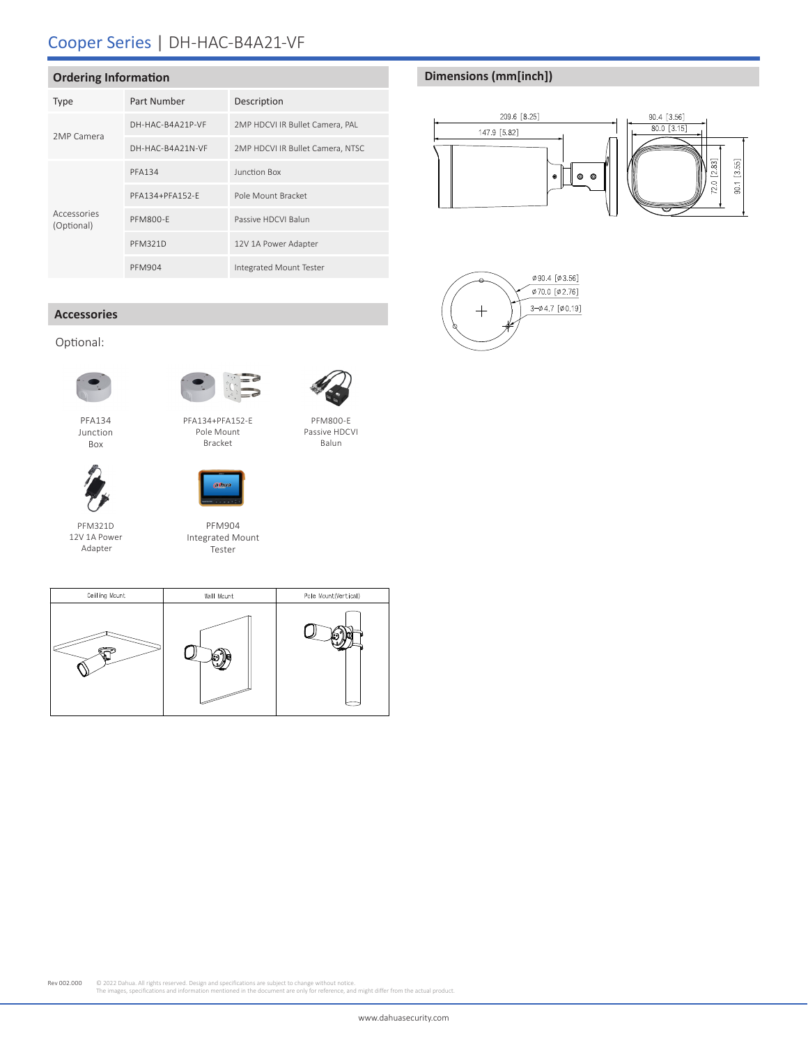# Cooper Series | DH-HAC-B4A21-VF

## Ordering Information

| Type | Part Number | Description |
|---|---|---|
| 2MP Camera | DH-HAC-B4A21P-VF | 2MP HDCVI IR Bullet Camera, PAL |
| | DH-HAC-B4A21N-VF | 2MP HDCVI IR Bullet Camera, NTSC |
| Accessories (Optional) | PFA134 | Junction Box |
| | PFA134+PFA152-E | Pole Mount Bracket |
| | PFM800-E | Passive HDCVI Balun |
| | PFM321D | 12V 1A Power Adapter |
| | PFM904 | Integrated Mount Tester |

## Accessories

Optional:

PFA134
Junction
Box

PFA134+PFA152-E
Pole Mount
Bracket

PFM800-E
Passive HDCVI
Balun

PFM321D
12V 1A Power
Adapter

PFM904
Integrated Mount
Tester

| Ceiling Mount | Wall Mount | Pole Mount(Vertical) |
|---|---|---|
| | | |

## Dimensions (mm[inch])

209.6 [8.25]
147.9 [5.82]
90.4 [3.56]
80.0 [3.15]
72.0 [2.83]
90.1 [3.55]

⌀90.4 [⌀3.56]
⌀70.0 [⌀2.76]
3-⌀4.7 [⌀0.19]

Rev 002.000 © 2022 Dahua. All rights reserved. Design and specifications are subject to change without notice.
The images, specifications and information mentioned in the document are only for reference, and might differ from the actual product.

www.dahuasecurity.com